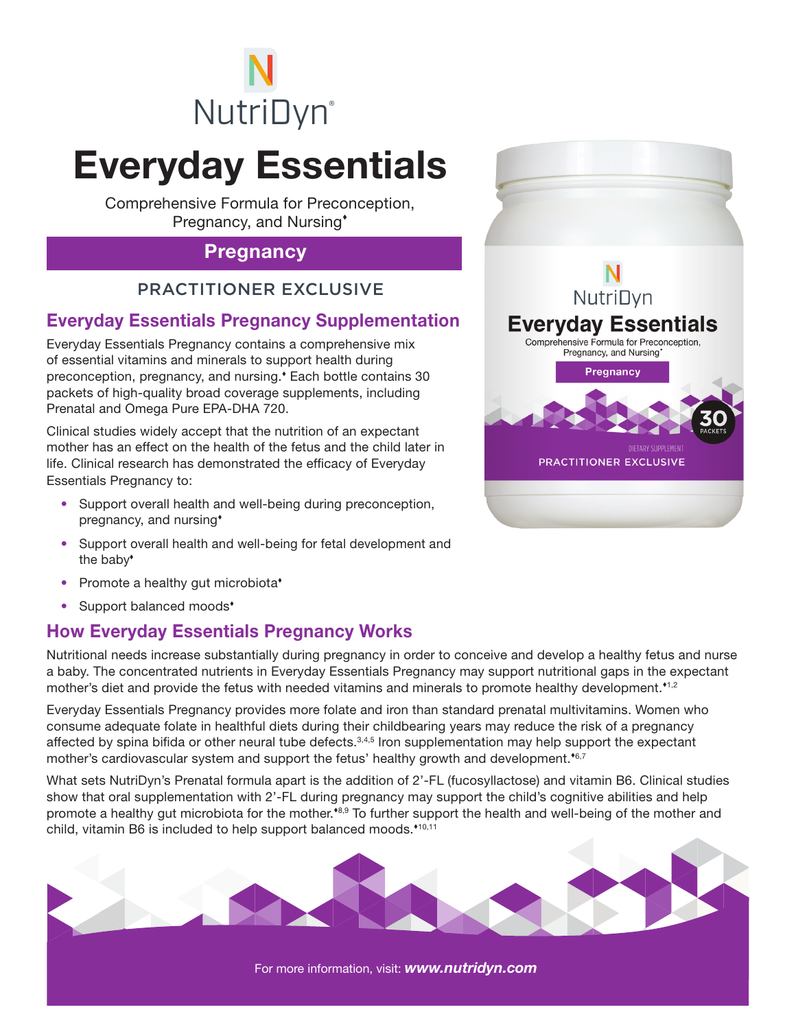NutriDyn®

# Everyday Essentials

Comprehensive Formula for Preconception, Pregnancy, and Nursing♦

## Pregnancy

PRACTITIONER EXCLUSIVE

## Everyday Essentials Pregnancy Supplementation

Everyday Essentials Pregnancy contains a comprehensive mix of essential vitamins and minerals to support health during preconception, pregnancy, and nursing.♦ Each bottle contains 30 packets of high-quality broad coverage supplements, including Prenatal and Omega Pure EPA-DHA 720.

Clinical studies widely accept that the nutrition of an expectant mother has an effect on the health of the fetus and the child later in life. Clinical research has demonstrated the efficacy of Everyday Essentials Pregnancy to:

- Support overall health and well-being during preconception, pregnancy, and nursing♦
- Support overall health and well-being for fetal development and the baby♦
- Promote a healthy gut microbiota♦
- Support balanced moods♦

## How Everyday Essentials Pregnancy Works

Nutritional needs increase substantially during pregnancy in order to conceive and develop a healthy fetus and nurse a baby. The concentrated nutrients in Everyday Essentials Pregnancy may support nutritional gaps in the expectant mother's diet and provide the fetus with needed vitamins and minerals to promote healthy development.♦[1,2]

Everyday Essentials Pregnancy provides more folate and iron than standard prenatal multivitamins. Women who consume adequate folate in healthful diets during their childbearing years may reduce the risk of a pregnancy affected by spina bifida or other neural tube defects.[3,4,5] Iron supplementation may help support the expectant mother's cardiovascular system and support the fetus' healthy growth and development.♦[6,7]

What sets NutriDyn's Prenatal formula apart is the addition of 2'-FL (fucosyllactose) and vitamin B6. Clinical studies show that oral supplementation with 2'-FL during pregnancy may support the child's cognitive abilities and help promote a healthy gut microbiota for the mother.♦[8,9] To further support the health and well-being of the mother and child, vitamin B6 is included to help support balanced moods.♦[10,11]

For more information, visit: ***www.nutridyn.com***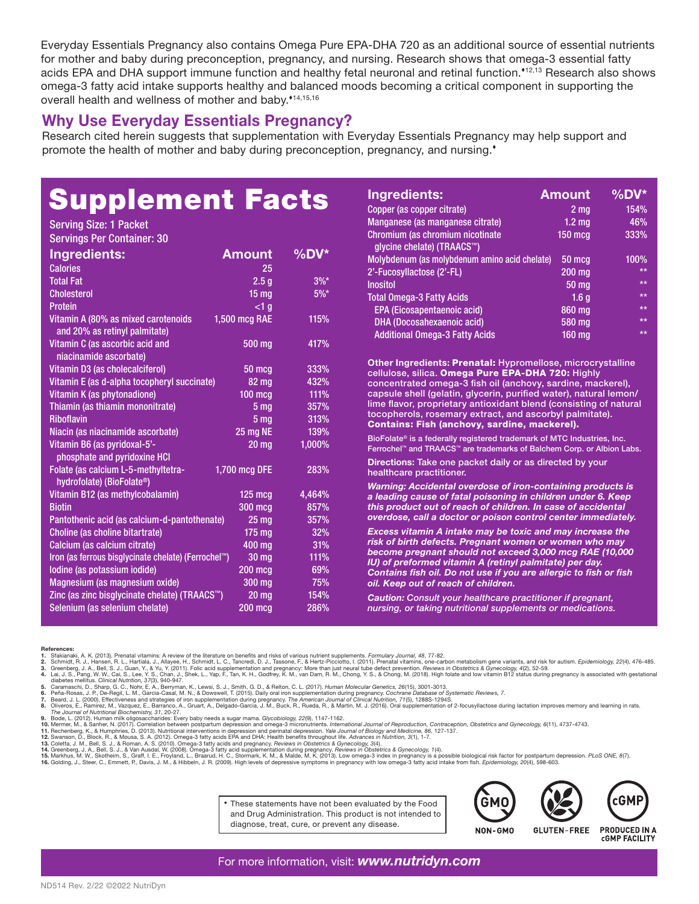Everyday Essentials Pregnancy also contains Omega Pure EPA-DHA 720 as an additional source of essential nutrients for mother and baby during preconception, pregnancy, and nursing. Research shows that omega-3 essential fatty acids EPA and DHA support immune function and healthy fetal neuronal and retinal function.♦[12,13] Research also shows omega-3 fatty acid intake supports healthy and balanced moods becoming a critical component in supporting the overall health and wellness of mother and baby.♦[14,15,16]

## Why Use Everyday Essentials Pregnancy?

Research cited herein suggests that supplementation with Everyday Essentials Pregnancy may help support and promote the health of mother and baby during preconception, pregnancy, and nursing.♦

# Supplement Facts

Serving Size: 1 Packet
Servings Per Container: 30

| Ingredients: | Amount | %DV* |
|---|---|---|
| Calories | 25 | |
| Total Fat | 2.5 g | 3%* |
| Cholesterol | 15 mg | 5%* |
| Protein | <1 g | |
| Vitamin A (80% as mixed carotenoids and 20% as retinyl palmitate) | 1,500 mcg RAE | 115% |
| Vitamin C (as ascorbic acid and niacinamide ascorbate) | 500 mg | 417% |
| Vitamin D3 (as cholecalciferol) | 50 mcg | 333% |
| Vitamin E (as d-alpha tocopheryl succinate) | 82 mg | 432% |
| Vitamin K (as phytonadione) | 100 mcg | 111% |
| Thiamin (as thiamin mononitrate) | 5 mg | 357% |
| Riboflavin | 5 mg | 313% |
| Niacin (as niacinamide ascorbate) | 25 mg NE | 139% |
| Vitamin B6 (as pyridoxal-5'-phosphate and pyridoxine HCl | 20 mg | 1,000% |
| Folate (as calcium L-5-methyltetra-hydrofolate) (BioFolate®) | 1,700 mcg DFE | 283% |
| Vitamin B12 (as methylcobalamin) | 125 mcg | 4,464% |
| Biotin | 300 mcg | 857% |
| Pantothenic acid (as calcium-d-pantothenate) | 25 mg | 357% |
| Choline (as choline bitartrate) | 175 mg | 32% |
| Calcium (as calcium citrate) | 400 mg | 31% |
| Iron (as ferrous bisglycinate chelate) (Ferrochel™) | 30 mg | 111% |
| Iodine (as potassium iodide) | 200 mcg | 69% |
| Magnesium (as magnesium oxide) | 300 mg | 75% |
| Zinc (as zinc bisglycinate chelate) (TRAACS™) | 20 mg | 154% |
| Selenium (as selenium chelate) | 200 mcg | 286% |
| Copper (as copper citrate) | 2 mg | 154% |
| Manganese (as manganese citrate) | 1.2 mg | 46% |
| Chromium (as chromium nicotinate glycine chelate) (TRAACS™) | 150 mcg | 333% |
| Molybdenum (as molybdenum amino acid chelate) | 50 mcg | 100% |
| 2'-Fucosyllactose (2'-FL) | 200 mg | ** |
| Inositol | 50 mg | ** |
| Total Omega-3 Fatty Acids | 1.6 g | ** |
| EPA (Eicosapentaenoic acid) | 860 mg | ** |
| DHA (Docosahexaenoic acid) | 580 mg | ** |
| Additional Omega-3 Fatty Acids | 160 mg | ** |

**Other Ingredients: Prenatal:** Hypromellose, microcrystalline cellulose, silica. **Omega Pure EPA-DHA 720:** Highly concentrated omega-3 fish oil (anchovy, sardine, mackerel), capsule shell (gelatin, glycerin, purified water), natural lemon/lime flavor, proprietary antioxidant blend (consisting of natural tocopherols, rosemary extract, and ascorbyl palmitate).
**Contains: Fish (anchovy, sardine, mackerel).**

BioFolate® is a federally registered trademark of MTC Industries, Inc. Ferrochel™ and TRAACS™ are trademarks of Balchem Corp. or Albion Labs.

**Directions:** Take one packet daily or as directed by your healthcare practitioner.

***Warning: Accidental overdose of iron-containing products is a leading cause of fatal poisoning in children under 6. Keep this product out of reach of children. In case of accidental overdose, call a doctor or poison control center immediately.***

***Excess vitamin A intake may be toxic and may increase the risk of birth defects. Pregnant women or women who may become pregnant should not exceed 3,000 mcg RAE (10,000 IU) of preformed vitamin A (retinyl palmitate) per day. Contains fish oil. Do not use if you are allergic to fish or fish oil. Keep out of reach of children.***

***Caution:** Consult your healthcare practitioner if pregnant, nursing, or taking nutritional supplements or medications.*

**References:**

1. Sfakianaki, A. K. (2013). Prenatal vitamins: A review of the literature on benefits and risks of various nutrient supplements. *Formulary Journal, 48*, 77-82.
2. Schmidt, R. J., Hansen, R. L., Hartiala, J., Allayee, H., Schmidt, L. C., Tancredi, D. J., Tassone, F., & Hertz-Picciotto, I. (2011). Prenatal vitamins, one-carbon metabolism gene variants, and risk for autism. *Epidemiology, 22*(4), 476-485.
3. Greenberg, J. A., Bell, S. J., Guan, Y., & Yu, Y. (2011). Folic acid supplementation and pregnancy: More than just neural tube defect prevention. *Reviews in Obstetrics & Gynecology, 4*(2), 52-59.
4. Lai, J. S., Pang, W. W., Cai, S., Lee, Y. S., Chan, J., Shek, L., Yap, F., Tan, K. H., Godfrey, K. M., van Dam, R. M., Chong, Y. S., & Chong, M. (2018). High folate and low vitamin B12 status during pregnancy is associated with gestational diabetes mellitus. *Clinical Nutrition, 37*(3), 940-947.
5. Caramaschi, D., Sharp, G. C., Nohr, E. A., Berryman, K., Lewis, S. J., Smith, G. D., & Relton, C. L. (2017). *Human Molecular Genetics, 26*(15), 3001-3013.
6. Peña-Rosas, J. P., De-Regil, L. M., Garcia-Casal, M. N., & Dowswell, T. (2015). Daily oral iron supplementation during pregnancy. *Cochrane Database of Systematic Reviews, 7*.
7. Beard, J. L. (2000). Effectiveness and strategies of iron supplementation during pregnancy. *The American Journal of Clinical Nutrition, 71*(5), 1288S-1294S.
8. Oliveros, E., Ramirez, M., Vazquez, E., Barranco, A., Gruart, A., Delgado-Garcia, J. M., Buck, R., Rueda, R., & Martin, M. J. (2016). Oral supplementation of 2-focusyllactose during lactation improves memory and learning in rats. *The Journal of Nutritional Biochemistry, 31*, 20-27.
9. Bode, L. (2012). Human milk oligosaccharides: Every baby needs a sugar mama. *Glycobiology, 22*(9), 1147-1162.
10. Mermer, M., & Sanher, N. (2017). Correlation between postpartum depression and omega-3 micronutrients. *International Journal of Reproduction, Contraception, Obstetrics and Gynecology, 6*(11), 4737-4743.
11. Rechenberg, K., & Humphries, D. (2013). Nutritional interventions in depression and perinatal depression. *Yale Journal of Biology and Medicine, 86*, 127-137.
12. Swanson, D., Block, R., & Mousa, S. A. (2012). Omega-3 fatty acids EPA and DHA: Health benefits throughout life. *Advances in Nutrition, 3*(1), 1-7.
13. Coletta, J. M., Bell, S. J., & Roman, A. S. (2010). Omega-3 fatty acids and pregnancy. *Reviews in Obstetrics & Gynecology, 3*(4).
14. Greenberg, J. A., Bell, S. J., & Van Ausdal, W. (2008). Omega-3 fatty acid supplementation during pregnancy. *Reviews in Obstetrics & Gynecology, 1*(4).
15. Markhus, M. W., Skotheim, S., Graff, I. E., Froyland, L., Braarud, H. C., Stormark, K. M., & Malde, M. K. (2013). Low omega-3 index in pregnancy is a possible biological risk factor for postpartum depression. *PLoS ONE, 8*(7).
16. Golding, J., Steer, C., Emmett, P., Davis, J. M., & Hibbeln, J. R. (2009). High levels of depressive symptoms in pregnancy with low omega-3 fatty acid intake from fish. *Epidemiology, 20*(4), 598-603.

♦ These statements have not been evaluated by the Food and Drug Administration. This product is not intended to diagnose, treat, cure, or prevent any disease.

NON-GMO | GLUTEN-FREE | PRODUCED IN A cGMP FACILITY

For more information, visit: ***www.nutridyn.com***

ND514 Rev. 2/22 ©2022 NutriDyn